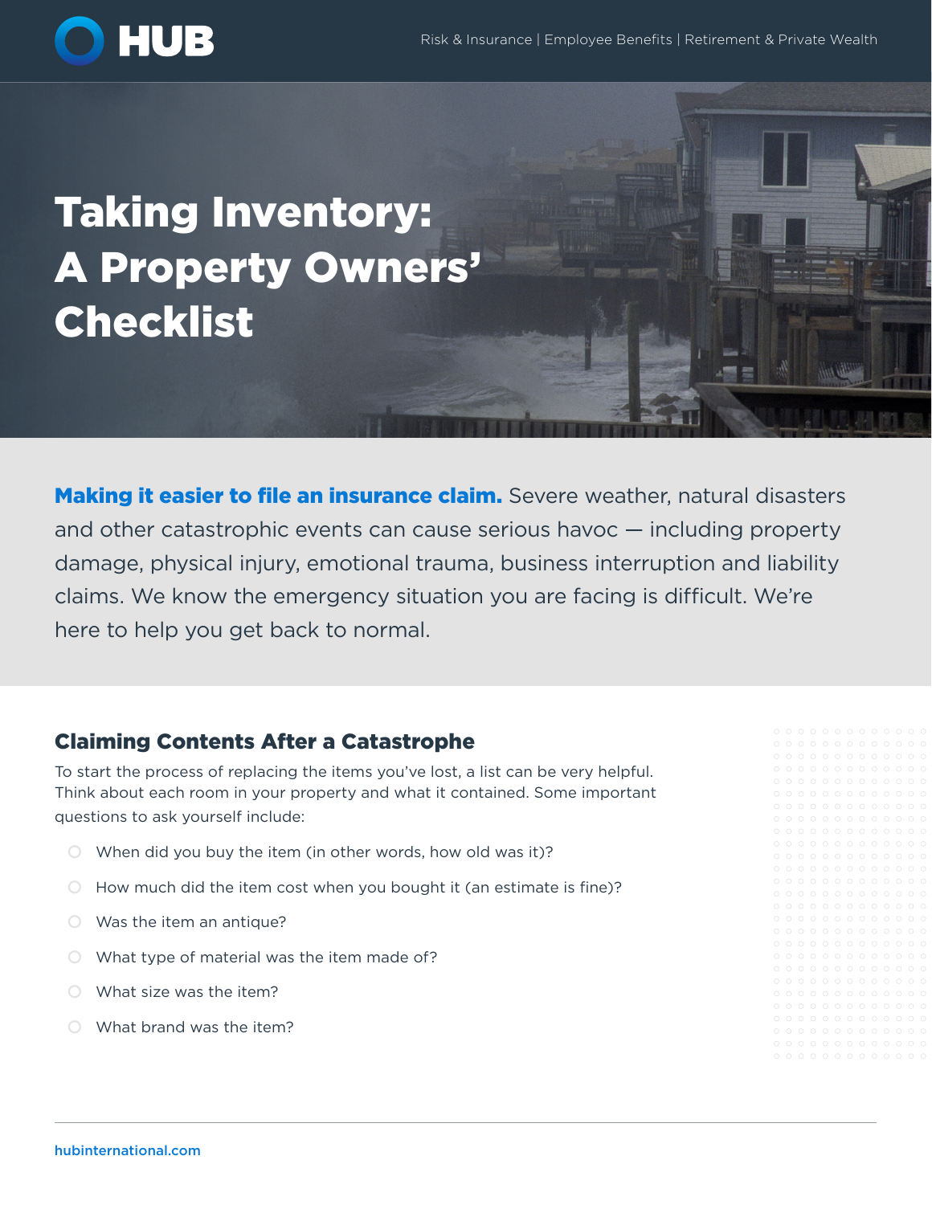# Taking Inventory: A Property Owners' Checklist

**Making it easier to file an insurance claim.** Severe weather, natural disasters and other catastrophic events can cause serious havoc — including property damage, physical injury, emotional trauma, business interruption and liability claims. We know the emergency situation you are facing is difficult. We're here to help you get back to normal.

## Claiming Contents After a Catastrophe

To start the process of replacing the items you've lost, a list can be very helpful. Think about each room in your property and what it contained. Some important questions to ask yourself include:

- When did you buy the item (in other words, how old was it)?
- How much did the item cost when you bought it (an estimate is fine)?
- Was the item an antique?
- What type of material was the item made of?
- What size was the item?
- What brand was the item?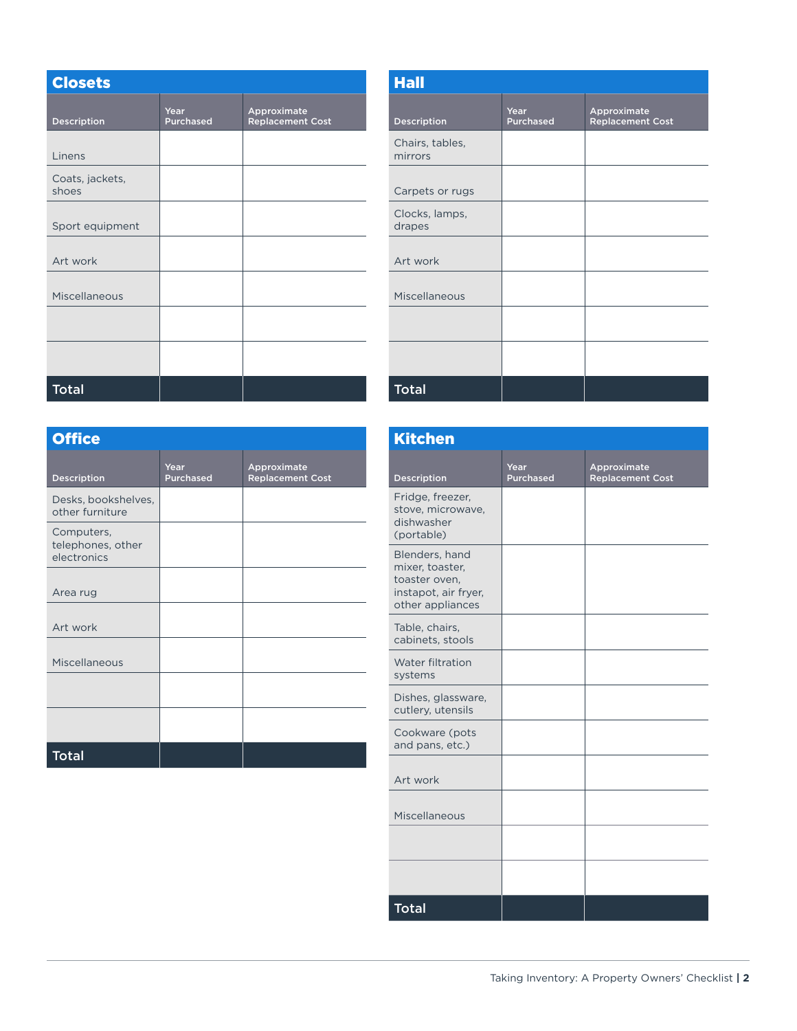## Closets

| Description | Year Purchased | Approximate Replacement Cost |
|---|---|---|
| Linens | | |
| Coats, jackets, shoes | | |
| Sport equipment | | |
| Art work | | |
| Miscellaneous | | |
| | | |
| | | |
| **Total** | | |

## Hall

| Description | Year Purchased | Approximate Replacement Cost |
|---|---|---|
| Chairs, tables, mirrors | | |
| Carpets or rugs | | |
| Clocks, lamps, drapes | | |
| Art work | | |
| Miscellaneous | | |
| | | |
| | | |
| **Total** | | |

## Office

| Description | Year Purchased | Approximate Replacement Cost |
|---|---|---|
| Desks, bookshelves, other furniture | | |
| Computers, telephones, other electronics | | |
| Area rug | | |
| Art work | | |
| Miscellaneous | | |
| | | |
| | | |
| **Total** | | |

## Kitchen

| Description | Year Purchased | Approximate Replacement Cost |
|---|---|---|
| Fridge, freezer, stove, microwave, dishwasher (portable) | | |
| Blenders, hand mixer, toaster, toaster oven, instapot, air fryer, other appliances | | |
| Table, chairs, cabinets, stools | | |
| Water filtration systems | | |
| Dishes, glassware, cutlery, utensils | | |
| Cookware (pots and pans, etc.) | | |
| Art work | | |
| Miscellaneous | | |
| | | |
| | | |
| **Total** | | |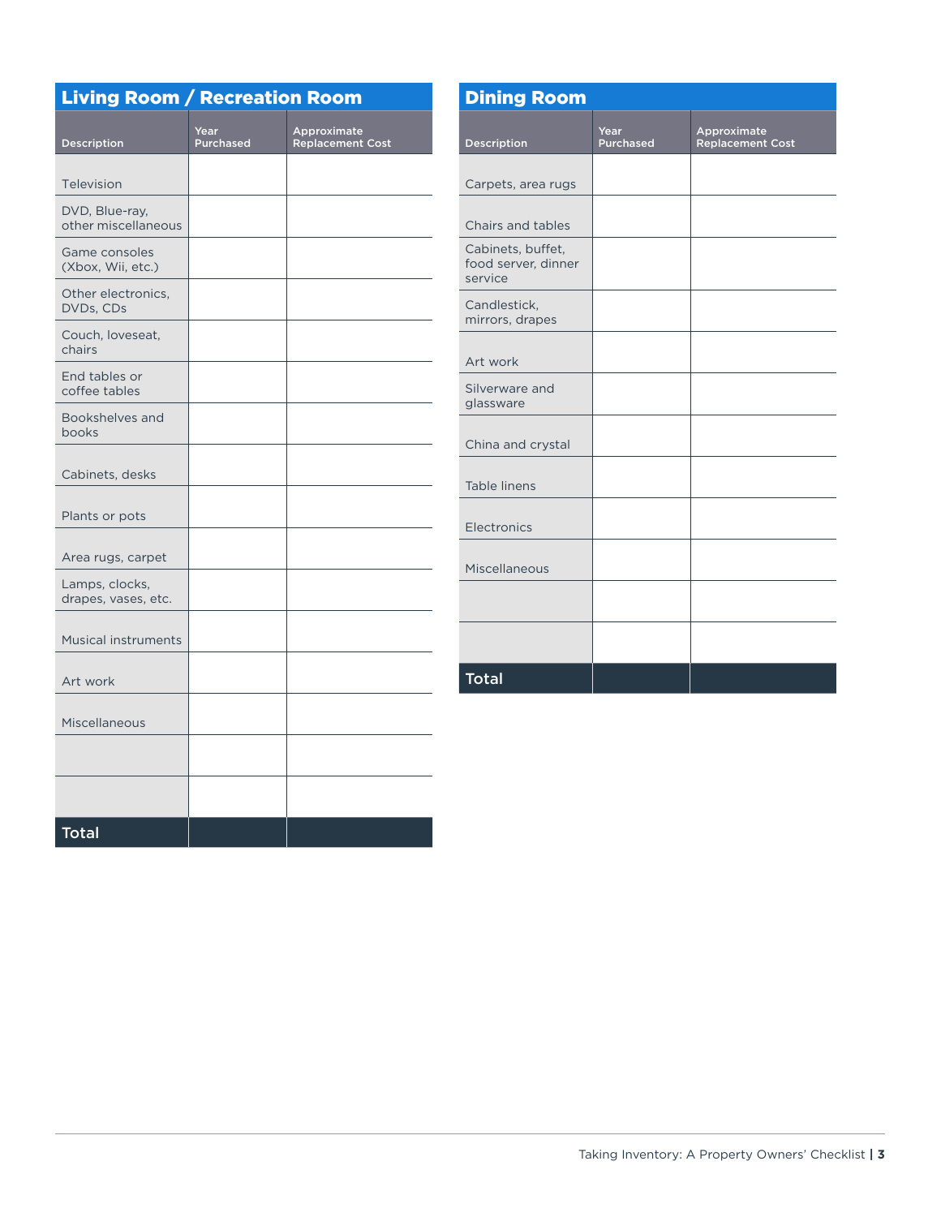## Living Room / Recreation Room

| Description | Year Purchased | Approximate Replacement Cost |
|---|---|---|
| Television | | |
| DVD, Blue-ray, other miscellaneous | | |
| Game consoles (Xbox, Wii, etc.) | | |
| Other electronics, DVDs, CDs | | |
| Couch, loveseat, chairs | | |
| End tables or coffee tables | | |
| Bookshelves and books | | |
| Cabinets, desks | | |
| Plants or pots | | |
| Area rugs, carpet | | |
| Lamps, clocks, drapes, vases, etc. | | |
| Musical instruments | | |
| Art work | | |
| Miscellaneous | | |
| | | |
| | | |
| **Total** | | |

## Dining Room

| Description | Year Purchased | Approximate Replacement Cost |
|---|---|---|
| Carpets, area rugs | | |
| Chairs and tables | | |
| Cabinets, buffet, food server, dinner service | | |
| Candlestick, mirrors, drapes | | |
| Art work | | |
| Silverware and glassware | | |
| China and crystal | | |
| Table linens | | |
| Electronics | | |
| Miscellaneous | | |
| | | |
| | | |
| **Total** | | |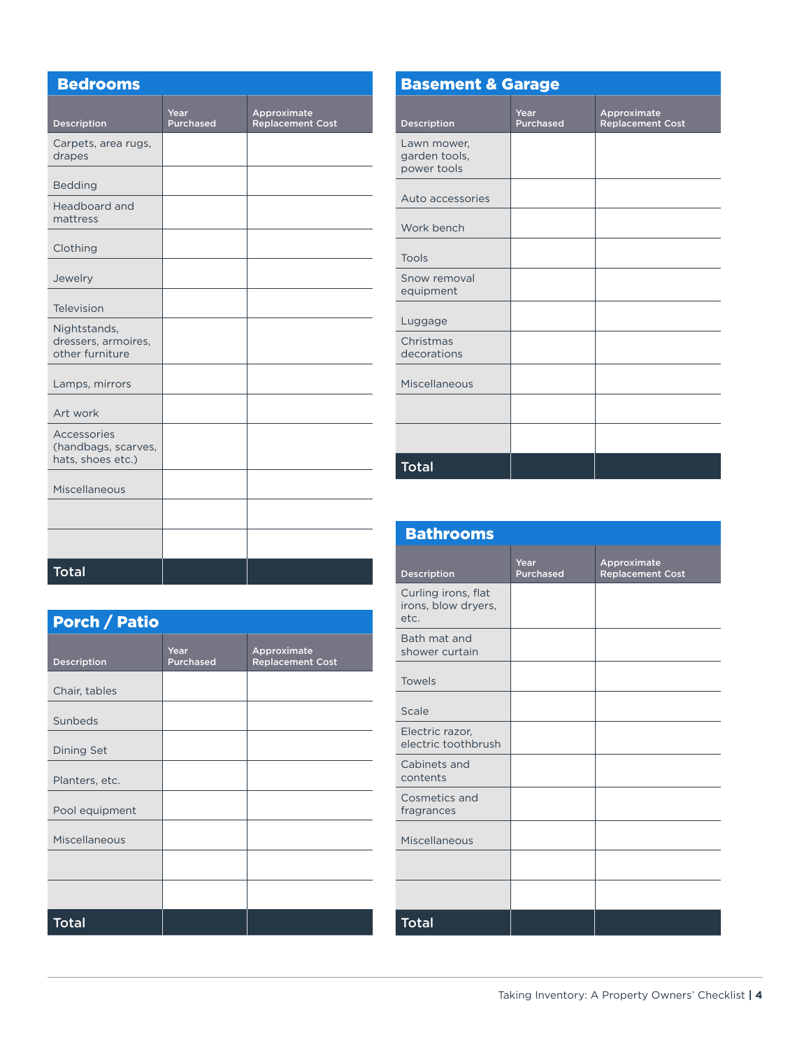## Bedrooms

| Description | Year Purchased | Approximate Replacement Cost |
|---|---|---|
| Carpets, area rugs, drapes | | |
| Bedding | | |
| Headboard and mattress | | |
| Clothing | | |
| Jewelry | | |
| Television | | |
| Nightstands, dressers, armoires, other furniture | | |
| Lamps, mirrors | | |
| Art work | | |
| Accessories (handbags, scarves, hats, shoes etc.) | | |
| Miscellaneous | | |
| | | |
| | | |
| **Total** | | |

## Porch / Patio

| Description | Year Purchased | Approximate Replacement Cost |
|---|---|---|
| Chair, tables | | |
| Sunbeds | | |
| Dining Set | | |
| Planters, etc. | | |
| Pool equipment | | |
| Miscellaneous | | |
| | | |
| | | |
| **Total** | | |

## Basement & Garage

| Description | Year Purchased | Approximate Replacement Cost |
|---|---|---|
| Lawn mower, garden tools, power tools | | |
| Auto accessories | | |
| Work bench | | |
| Tools | | |
| Snow removal equipment | | |
| Luggage | | |
| Christmas decorations | | |
| Miscellaneous | | |
| | | |
| | | |
| **Total** | | |

## Bathrooms

| Description | Year Purchased | Approximate Replacement Cost |
|---|---|---|
| Curling irons, flat irons, blow dryers, etc. | | |
| Bath mat and shower curtain | | |
| Towels | | |
| Scale | | |
| Electric razor, electric toothbrush | | |
| Cabinets and contents | | |
| Cosmetics and fragrances | | |
| Miscellaneous | | |
| | | |
| | | |
| **Total** | | |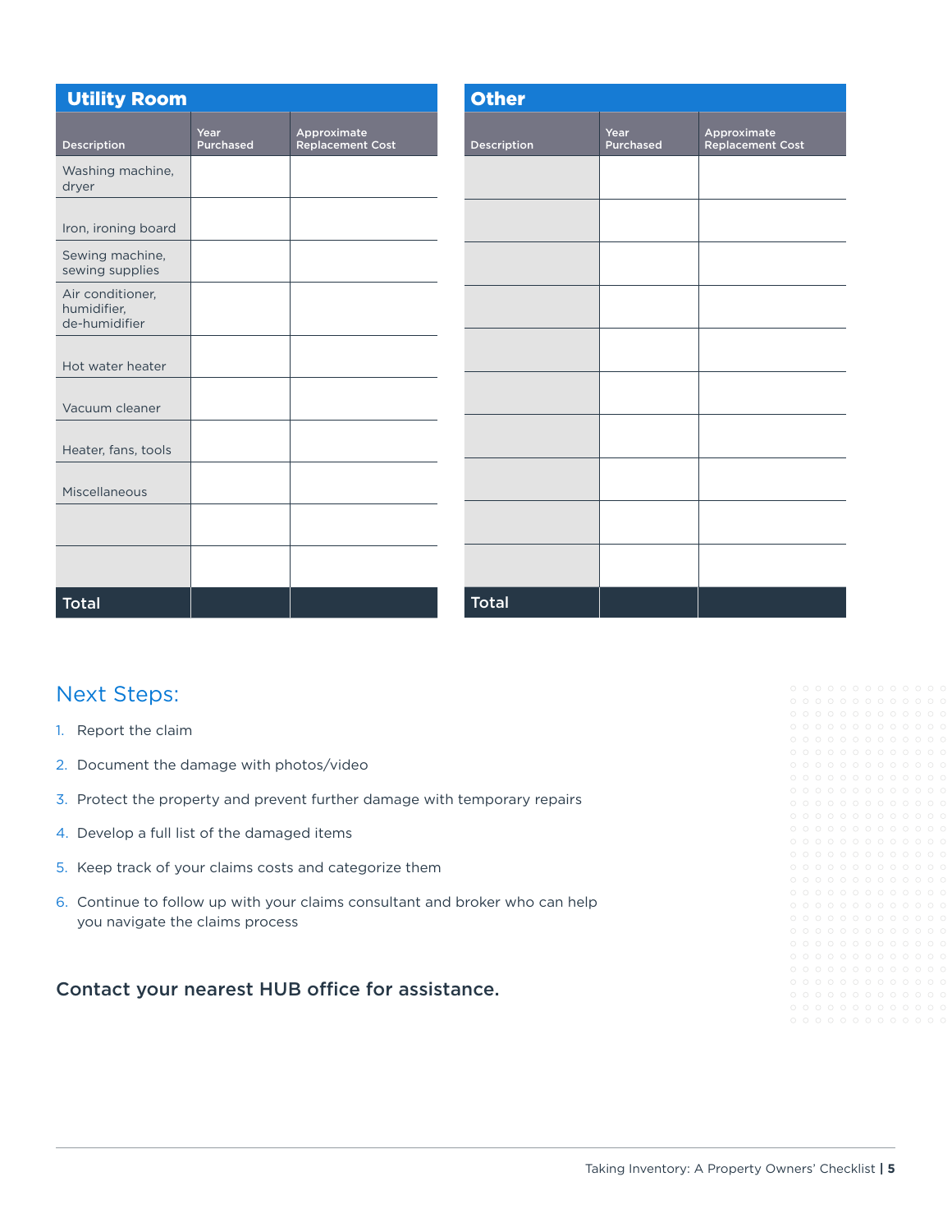## Utility Room

| Description | Year Purchased | Approximate Replacement Cost |
|---|---|---|
| Washing machine, dryer | | |
| Iron, ironing board | | |
| Sewing machine, sewing supplies | | |
| Air conditioner, humidifier, de-humidifier | | |
| Hot water heater | | |
| Vacuum cleaner | | |
| Heater, fans, tools | | |
| Miscellaneous | | |
| | | |
| | | |
| **Total** | | |

## Other

| Description | Year Purchased | Approximate Replacement Cost |
|---|---|---|
| | | |
| | | |
| | | |
| | | |
| | | |
| | | |
| | | |
| | | |
| | | |
| | | |
| **Total** | | |

## Next Steps:

1. Report the claim
2. Document the damage with photos/video
3. Protect the property and prevent further damage with temporary repairs
4. Develop a full list of the damaged items
5. Keep track of your claims costs and categorize them
6. Continue to follow up with your claims consultant and broker who can help you navigate the claims process

**Contact your nearest HUB office for assistance.**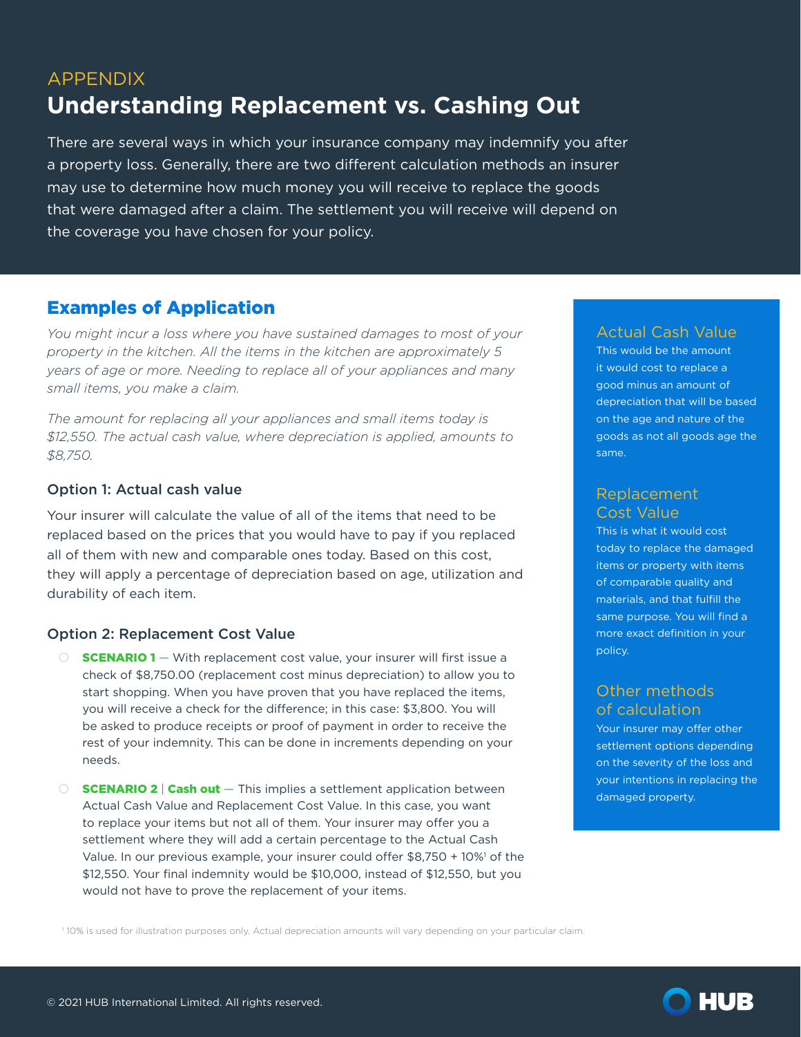APPENDIX

# Understanding Replacement vs. Cashing Out

There are several ways in which your insurance company may indemnify you after a property loss. Generally, there are two different calculation methods an insurer may use to determine how much money you will receive to replace the goods that were damaged after a claim. The settlement you will receive will depend on the coverage you have chosen for your policy.

## Examples of Application

*You might incur a loss where you have sustained damages to most of your property in the kitchen. All the items in the kitchen are approximately 5 years of age or more. Needing to replace all of your appliances and many small items, you make a claim.*

*The amount for replacing all your appliances and small items today is $12,550. The actual cash value, where depreciation is applied, amounts to $8,750.*

### Option 1: Actual cash value

Your insurer will calculate the value of all of the items that need to be replaced based on the prices that you would have to pay if you replaced all of them with new and comparable ones today. Based on this cost, they will apply a percentage of depreciation based on age, utilization and durability of each item.

### Option 2: Replacement Cost Value

- **SCENARIO 1** — With replacement cost value, your insurer will first issue a check of $8,750.00 (replacement cost minus depreciation) to allow you to start shopping. When you have proven that you have replaced the items, you will receive a check for the difference; in this case: $3,800. You will be asked to produce receipts or proof of payment in order to receive the rest of your indemnity. This can be done in increments depending on your needs.
- **SCENARIO 2** | **Cash out** — This implies a settlement application between Actual Cash Value and Replacement Cost Value. In this case, you want to replace your items but not all of them. Your insurer may offer you a settlement where they will add a certain percentage to the Actual Cash Value. In our previous example, your insurer could offer $8,750 + 10%[1] of the $12,550. Your final indemnity would be $10,000, instead of $12,550, but you would not have to prove the replacement of your items.

### Actual Cash Value

This would be the amount it would cost to replace a good minus an amount of depreciation that will be based on the age and nature of the goods as not all goods age the same.

### Replacement Cost Value

This is what it would cost today to replace the damaged items or property with items of comparable quality and materials, and that fulfill the same purpose. You will find a more exact definition in your policy.

### Other methods of calculation

Your insurer may offer other settlement options depending on the severity of the loss and your intentions in replacing the damaged property.

[1] 10% is used for illustration purposes only. Actual depreciation amounts will vary depending on your particular claim.

© 2021 HUB International Limited. All rights reserved.